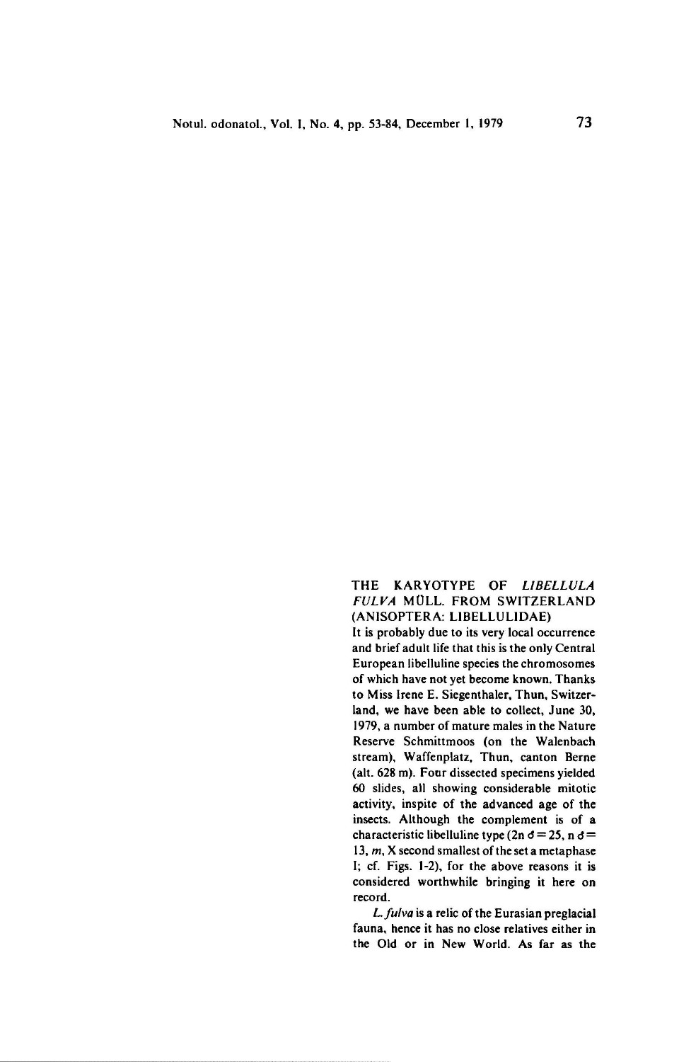## THE KARYOTYPE OF *LIBELLULA FULVA* MÜLL. FROM SWITZERLAND (ANISOPTERA: LIBELLULIDAE)

It is probably due to its very local occurrence and brief adult life that this is the only Central European libelluline species the chromosomes of which have not yet become known. Thanks to Miss Irene E. Siegenthaler, Thun, Switzerland, we have been able to collect, June 30, 1979, a number of mature males in the Nature Reserve Schmittmoos (on the Walenbach stream), Waffenplatz, Thun, canton Berne (alt. 628 m). Four dissected specimens yielded 60 slides, all showing considerable mitotic activity, inspite of the advanced age of the insects. Although the complement is of a characteristic libelluline type ($2n\ ♂ = 25$, $n\ ♂ = 13$, *m*, X second smallest of the set a metaphase I; cf. Figs. 1-2), for the above reasons it is considered worthwhile bringing it here on record.

*L. fulva* is a relic of the Eurasian preglacial fauna, hence it has no close relatives either in the Old or in New World. As far as the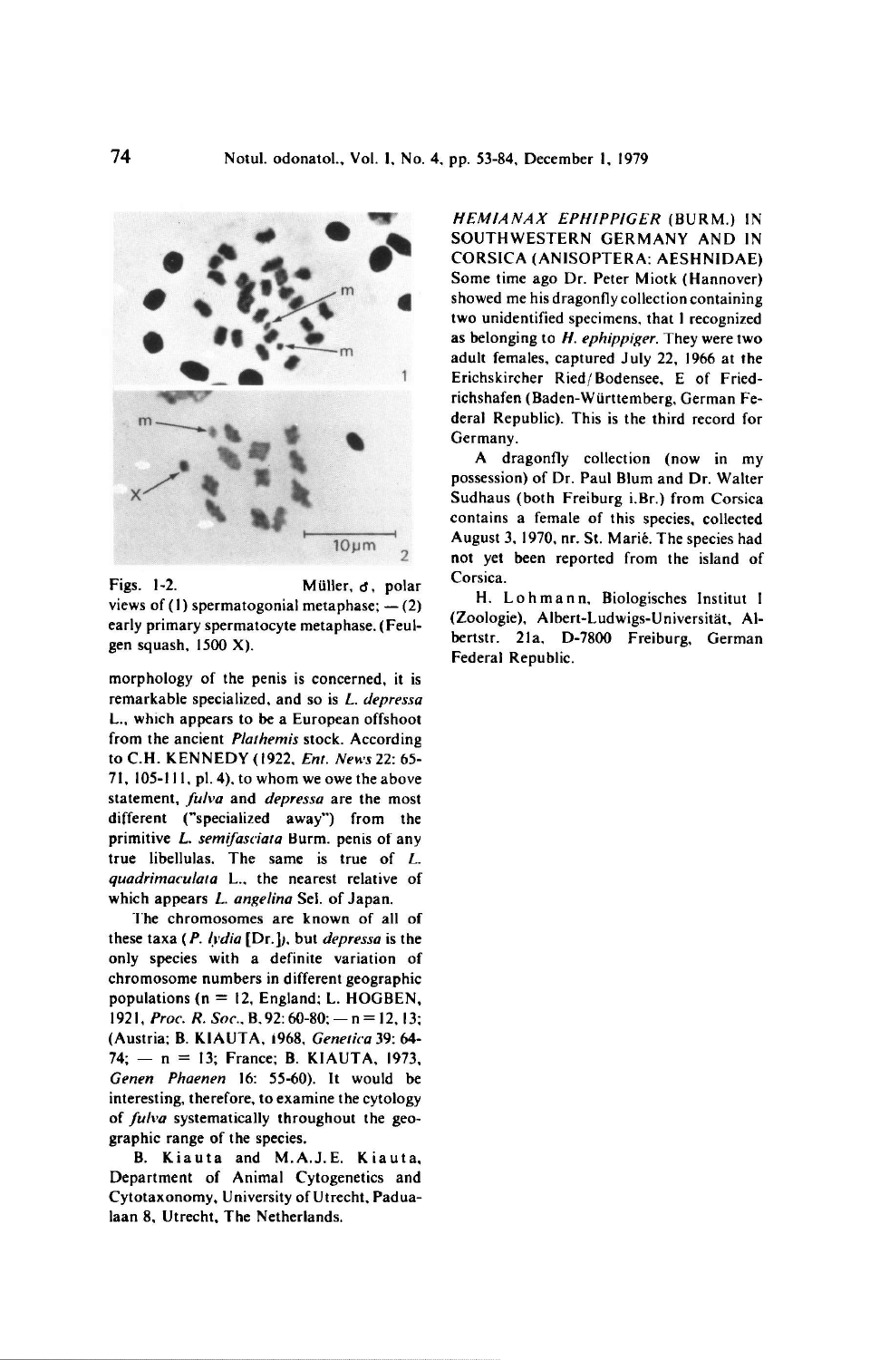Figs. 1-2. Müller, ♂, polar views of (1) spermatogonial metaphase; — (2) early primary spermatocyte metaphase. (Feulgen squash, 1500 X).

morphology of the penis is concerned, it is remarkable specialized, and so is *L. depressa* L., which appears to be a European offshoot from the ancient *Plathemis* stock. According to C.H. KENNEDY (1922, *Ent. News* 22: 65-71, 105-111, pl. 4), to whom we owe the above statement, *fulva* and *depressa* are the most different ("specialized away") from the primitive *L. semifasciata* Burm. penis of any true libellulas. The same is true of *L. quadrimaculata* L., the nearest relative of which appears *L. angelina* Sel. of Japan.

The chromosomes are known of all of these taxa (*P. lydia* [Dr.]), but *depressa* is the only species with a definite variation of chromosome numbers in different geographic populations (n = 12, England; L. HOGBEN, 1921, *Proc. R. Soc.*, B.92: 60-80; — n = 12, 13; (Austria; B. KIAUTA, 1968, *Genetica* 39: 64-74; — n = 13; France; B. KIAUTA, 1973, *Genen Phaenen* 16: 55-60). It would be interesting, therefore, to examine the cytology of *fulva* systematically throughout the geographic range of the species.

B. Kiauta and M.A.J.E. Kiauta, Department of Animal Cytogenetics and Cytotaxonomy, University of Utrecht, Padualaan 8, Utrecht, The Netherlands.

## *HEMIANAX EPHIPPIGER* (BURM.) IN SOUTHWESTERN GERMANY AND IN CORSICA (ANISOPTERA: AESHNIDAE)

Some time ago Dr. Peter Miotk (Hannover) showed me his dragonfly collection containing two unidentified specimens, that I recognized as belonging to *H. ephippiger*. They were two adult females, captured July 22, 1966 at the Erichskircher Ried/Bodensee, E of Friedrichshafen (Baden-Württemberg, German Federal Republic). This is the third record for Germany.

A dragonfly collection (now in my possession) of Dr. Paul Blum and Dr. Walter Sudhaus (both Freiburg i.Br.) from Corsica contains a female of this species, collected August 3, 1970, nr. St. Mariè. The species had not yet been reported from the island of Corsica.

H. Lohmann, Biologisches Institut I (Zoologie), Albert-Ludwigs-Universität, Albertstr. 21a, D-7800 Freiburg, German Federal Republic.